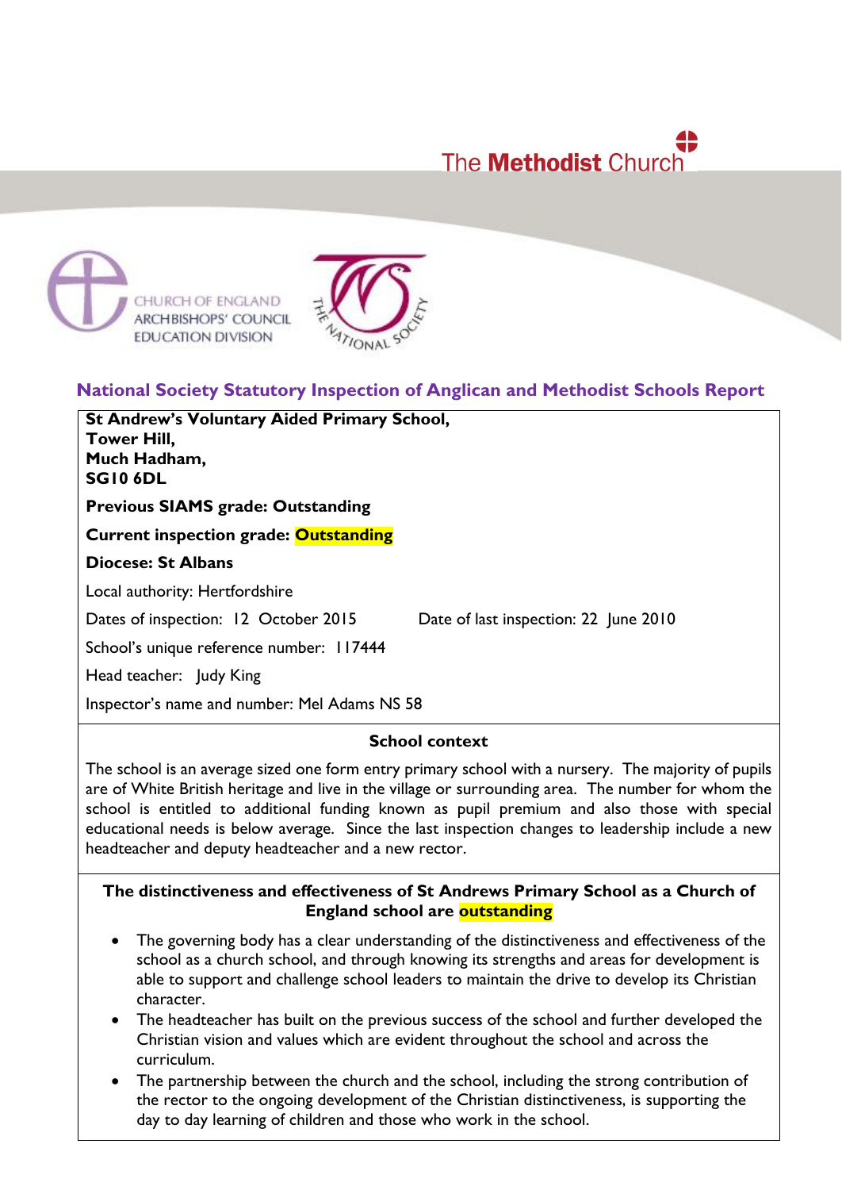The **Methodist** Church

CHURCH OF ENGLAND
ARCHBISHOPS' COUNCIL
EDUCATION DIVISION

THE NATIONAL SOCIETY

## National Society Statutory Inspection of Anglican and Methodist Schools Report

**St Andrew's Voluntary Aided Primary School,**
**Tower Hill,**
**Much Hadham,**
**SG10 6DL**

**Previous SIAMS grade: Outstanding**

**Current inspection grade: Outstanding**

**Diocese: St Albans**

Local authority: Hertfordshire

Dates of inspection: 12 October 2015 Date of last inspection: 22 June 2010

School's unique reference number: 117444

Head teacher: Judy King

Inspector's name and number: Mel Adams NS 58

### School context

The school is an average sized one form entry primary school with a nursery. The majority of pupils are of White British heritage and live in the village or surrounding area. The number for whom the school is entitled to additional funding known as pupil premium and also those with special educational needs is below average. Since the last inspection changes to leadership include a new headteacher and deputy headteacher and a new rector.

### The distinctiveness and effectiveness of St Andrews Primary School as a Church of England school are outstanding

- The governing body has a clear understanding of the distinctiveness and effectiveness of the school as a church school, and through knowing its strengths and areas for development is able to support and challenge school leaders to maintain the drive to develop its Christian character.
- The headteacher has built on the previous success of the school and further developed the Christian vision and values which are evident throughout the school and across the curriculum.
- The partnership between the church and the school, including the strong contribution of the rector to the ongoing development of the Christian distinctiveness, is supporting the day to day learning of children and those who work in the school.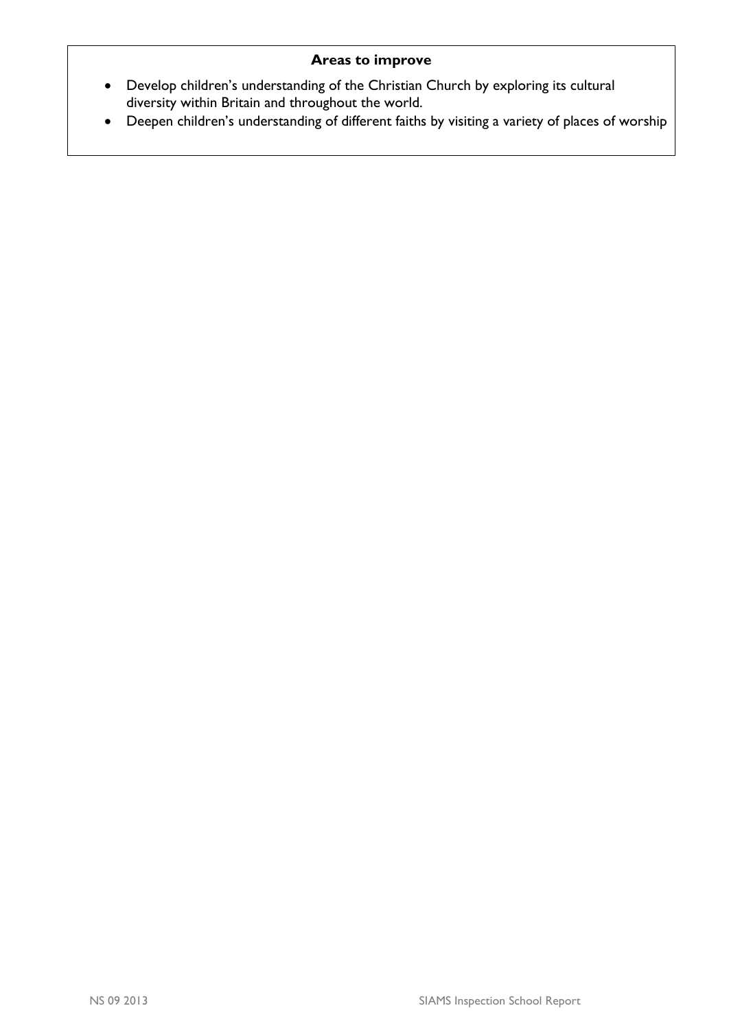**Areas to improve**

- Develop children's understanding of the Christian Church by exploring its cultural diversity within Britain and throughout the world.
- Deepen children's understanding of different faiths by visiting a variety of places of worship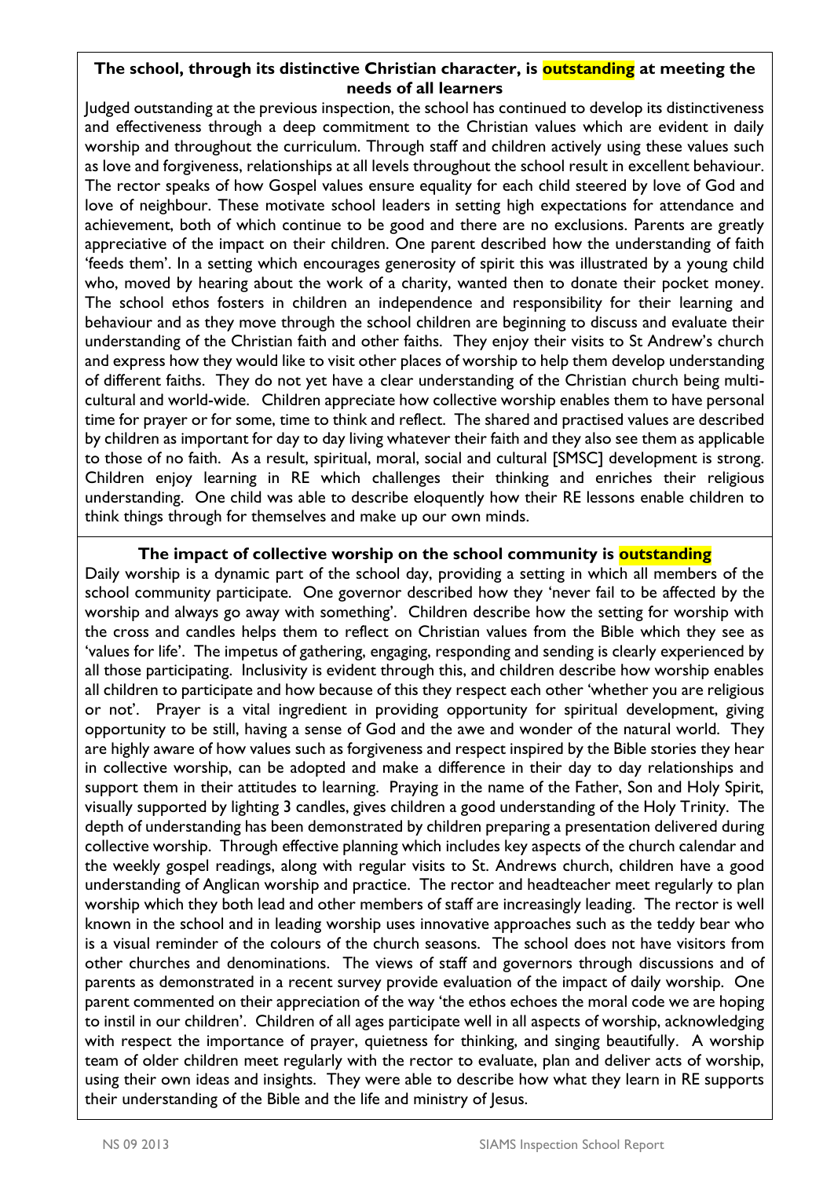**The school, through its distinctive Christian character, is outstanding at meeting the needs of all learners**

Judged outstanding at the previous inspection, the school has continued to develop its distinctiveness and effectiveness through a deep commitment to the Christian values which are evident in daily worship and throughout the curriculum. Through staff and children actively using these values such as love and forgiveness, relationships at all levels throughout the school result in excellent behaviour. The rector speaks of how Gospel values ensure equality for each child steered by love of God and love of neighbour. These motivate school leaders in setting high expectations for attendance and achievement, both of which continue to be good and there are no exclusions. Parents are greatly appreciative of the impact on their children. One parent described how the understanding of faith 'feeds them'. In a setting which encourages generosity of spirit this was illustrated by a young child who, moved by hearing about the work of a charity, wanted then to donate their pocket money. The school ethos fosters in children an independence and responsibility for their learning and behaviour and as they move through the school children are beginning to discuss and evaluate their understanding of the Christian faith and other faiths. They enjoy their visits to St Andrew's church and express how they would like to visit other places of worship to help them develop understanding of different faiths. They do not yet have a clear understanding of the Christian church being multi-cultural and world-wide. Children appreciate how collective worship enables them to have personal time for prayer or for some, time to think and reflect. The shared and practised values are described by children as important for day to day living whatever their faith and they also see them as applicable to those of no faith. As a result, spiritual, moral, social and cultural [SMSC] development is strong. Children enjoy learning in RE which challenges their thinking and enriches their religious understanding. One child was able to describe eloquently how their RE lessons enable children to think things through for themselves and make up our own minds.

**The impact of collective worship on the school community is outstanding**

Daily worship is a dynamic part of the school day, providing a setting in which all members of the school community participate. One governor described how they 'never fail to be affected by the worship and always go away with something'. Children describe how the setting for worship with the cross and candles helps them to reflect on Christian values from the Bible which they see as 'values for life'. The impetus of gathering, engaging, responding and sending is clearly experienced by all those participating. Inclusivity is evident through this, and children describe how worship enables all children to participate and how because of this they respect each other 'whether you are religious or not'. Prayer is a vital ingredient in providing opportunity for spiritual development, giving opportunity to be still, having a sense of God and the awe and wonder of the natural world. They are highly aware of how values such as forgiveness and respect inspired by the Bible stories they hear in collective worship, can be adopted and make a difference in their day to day relationships and support them in their attitudes to learning. Praying in the name of the Father, Son and Holy Spirit, visually supported by lighting 3 candles, gives children a good understanding of the Holy Trinity. The depth of understanding has been demonstrated by children preparing a presentation delivered during collective worship. Through effective planning which includes key aspects of the church calendar and the weekly gospel readings, along with regular visits to St. Andrews church, children have a good understanding of Anglican worship and practice. The rector and headteacher meet regularly to plan worship which they both lead and other members of staff are increasingly leading. The rector is well known in the school and in leading worship uses innovative approaches such as the teddy bear who is a visual reminder of the colours of the church seasons. The school does not have visitors from other churches and denominations. The views of staff and governors through discussions and of parents as demonstrated in a recent survey provide evaluation of the impact of daily worship. One parent commented on their appreciation of the way 'the ethos echoes the moral code we are hoping to instil in our children'. Children of all ages participate well in all aspects of worship, acknowledging with respect the importance of prayer, quietness for thinking, and singing beautifully. A worship team of older children meet regularly with the rector to evaluate, plan and deliver acts of worship, using their own ideas and insights. They were able to describe how what they learn in RE supports their understanding of the Bible and the life and ministry of Jesus.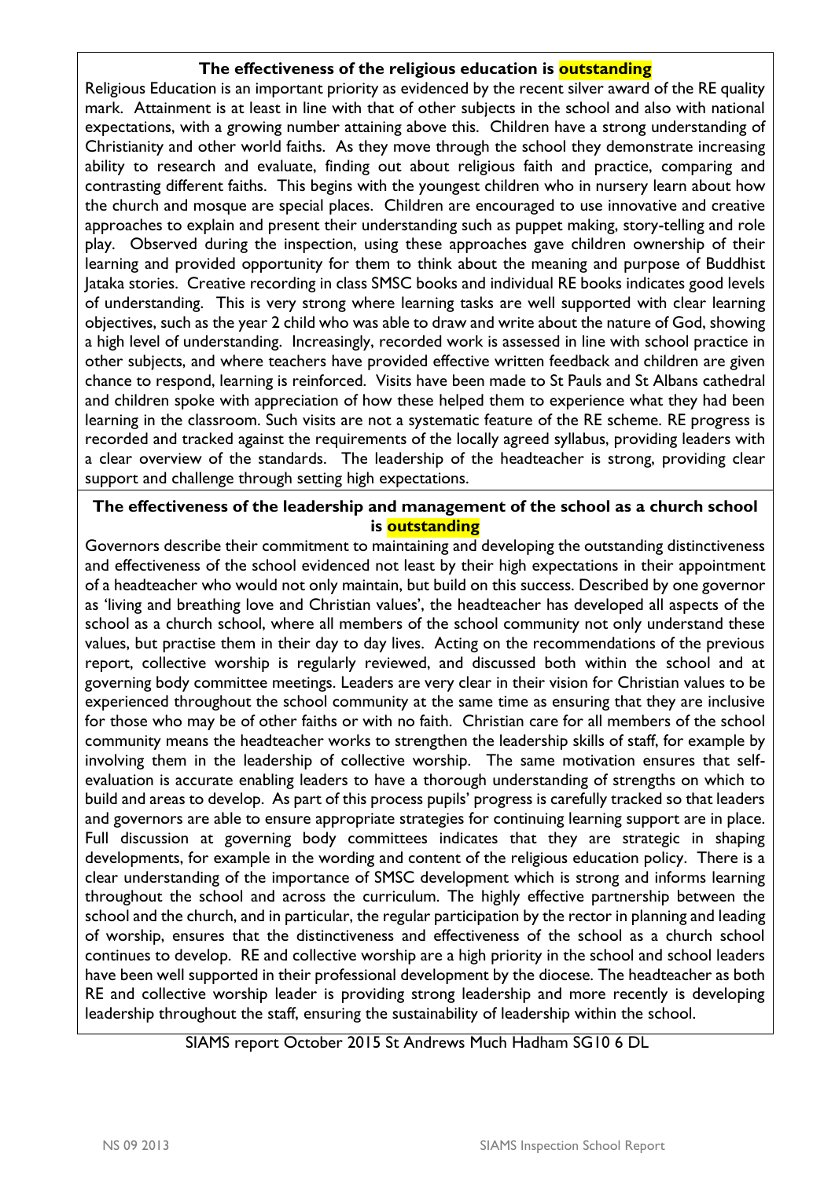**The effectiveness of the religious education is outstanding**

Religious Education is an important priority as evidenced by the recent silver award of the RE quality mark. Attainment is at least in line with that of other subjects in the school and also with national expectations, with a growing number attaining above this. Children have a strong understanding of Christianity and other world faiths. As they move through the school they demonstrate increasing ability to research and evaluate, finding out about religious faith and practice, comparing and contrasting different faiths. This begins with the youngest children who in nursery learn about how the church and mosque are special places. Children are encouraged to use innovative and creative approaches to explain and present their understanding such as puppet making, story-telling and role play. Observed during the inspection, using these approaches gave children ownership of their learning and provided opportunity for them to think about the meaning and purpose of Buddhist Jataka stories. Creative recording in class SMSC books and individual RE books indicates good levels of understanding. This is very strong where learning tasks are well supported with clear learning objectives, such as the year 2 child who was able to draw and write about the nature of God, showing a high level of understanding. Increasingly, recorded work is assessed in line with school practice in other subjects, and where teachers have provided effective written feedback and children are given chance to respond, learning is reinforced. Visits have been made to St Pauls and St Albans cathedral and children spoke with appreciation of how these helped them to experience what they had been learning in the classroom. Such visits are not a systematic feature of the RE scheme. RE progress is recorded and tracked against the requirements of the locally agreed syllabus, providing leaders with a clear overview of the standards. The leadership of the headteacher is strong, providing clear support and challenge through setting high expectations.

**The effectiveness of the leadership and management of the school as a church school is outstanding**

Governors describe their commitment to maintaining and developing the outstanding distinctiveness and effectiveness of the school evidenced not least by their high expectations in their appointment of a headteacher who would not only maintain, but build on this success. Described by one governor as 'living and breathing love and Christian values', the headteacher has developed all aspects of the school as a church school, where all members of the school community not only understand these values, but practise them in their day to day lives. Acting on the recommendations of the previous report, collective worship is regularly reviewed, and discussed both within the school and at governing body committee meetings. Leaders are very clear in their vision for Christian values to be experienced throughout the school community at the same time as ensuring that they are inclusive for those who may be of other faiths or with no faith. Christian care for all members of the school community means the headteacher works to strengthen the leadership skills of staff, for example by involving them in the leadership of collective worship. The same motivation ensures that self-evaluation is accurate enabling leaders to have a thorough understanding of strengths on which to build and areas to develop. As part of this process pupils' progress is carefully tracked so that leaders and governors are able to ensure appropriate strategies for continuing learning support are in place. Full discussion at governing body committees indicates that they are strategic in shaping developments, for example in the wording and content of the religious education policy. There is a clear understanding of the importance of SMSC development which is strong and informs learning throughout the school and across the curriculum. The highly effective partnership between the school and the church, and in particular, the regular participation by the rector in planning and leading of worship, ensures that the distinctiveness and effectiveness of the school as a church school continues to develop. RE and collective worship are a high priority in the school and school leaders have been well supported in their professional development by the diocese. The headteacher as both RE and collective worship leader is providing strong leadership and more recently is developing leadership throughout the staff, ensuring the sustainability of leadership within the school.

SIAMS report October 2015 St Andrews Much Hadham SG10 6 DL